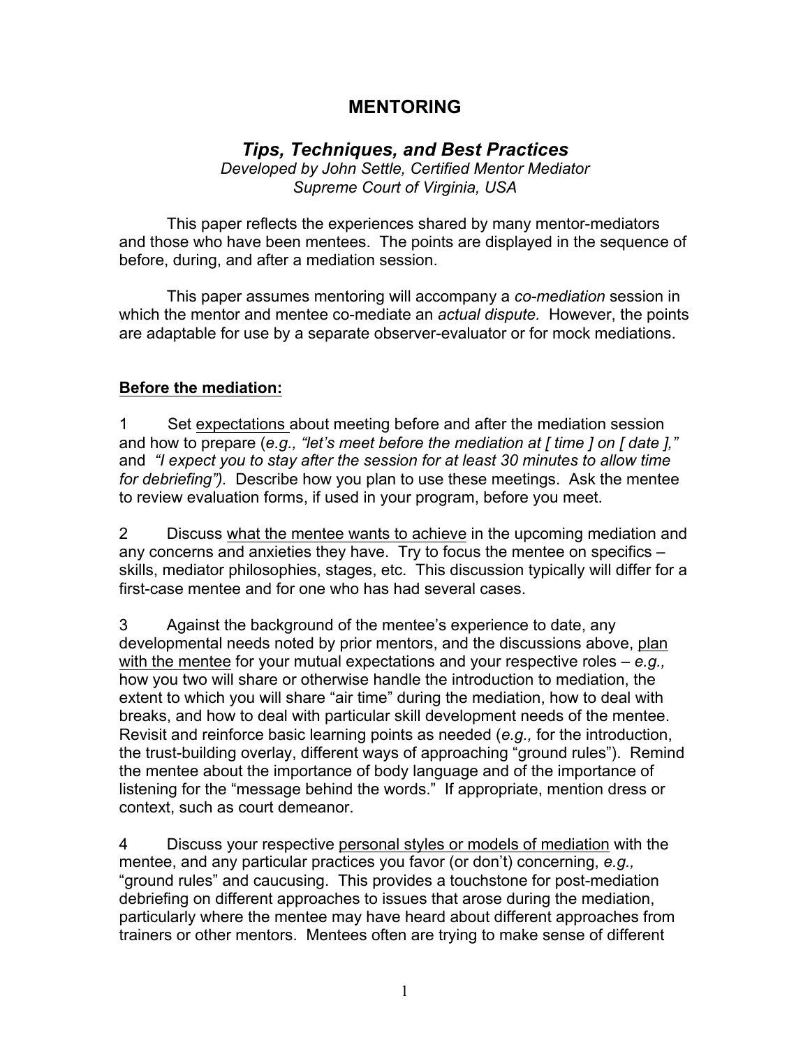# MENTORING

## *Tips, Techniques, and Best Practices*

*Developed by John Settle, Certified Mentor Mediator*
*Supreme Court of Virginia, USA*

This paper reflects the experiences shared by many mentor-mediators and those who have been mentees. The points are displayed in the sequence of before, during, and after a mediation session.

This paper assumes mentoring will accompany a *co-mediation* session in which the mentor and mentee co-mediate an *actual dispute.* However, the points are adaptable for use by a separate observer-evaluator or for mock mediations.

**Before the mediation:**

1 Set expectations about meeting before and after the mediation session and how to prepare (*e.g., "let's meet before the mediation at [ time ] on [ date ],"* and *"I expect you to stay after the session for at least 30 minutes to allow time for debriefing").* Describe how you plan to use these meetings. Ask the mentee to review evaluation forms, if used in your program, before you meet.

2 Discuss what the mentee wants to achieve in the upcoming mediation and any concerns and anxieties they have. Try to focus the mentee on specifics – skills, mediator philosophies, stages, etc. This discussion typically will differ for a first-case mentee and for one who has had several cases.

3 Against the background of the mentee's experience to date, any developmental needs noted by prior mentors, and the discussions above, plan with the mentee for your mutual expectations and your respective roles – *e.g.,* how you two will share or otherwise handle the introduction to mediation, the extent to which you will share "air time" during the mediation, how to deal with breaks, and how to deal with particular skill development needs of the mentee. Revisit and reinforce basic learning points as needed (*e.g.,* for the introduction, the trust-building overlay, different ways of approaching "ground rules"). Remind the mentee about the importance of body language and of the importance of listening for the "message behind the words." If appropriate, mention dress or context, such as court demeanor.

4 Discuss your respective personal styles or models of mediation with the mentee, and any particular practices you favor (or don't) concerning, *e.g.,* "ground rules" and caucusing. This provides a touchstone for post-mediation debriefing on different approaches to issues that arose during the mediation, particularly where the mentee may have heard about different approaches from trainers or other mentors. Mentees often are trying to make sense of different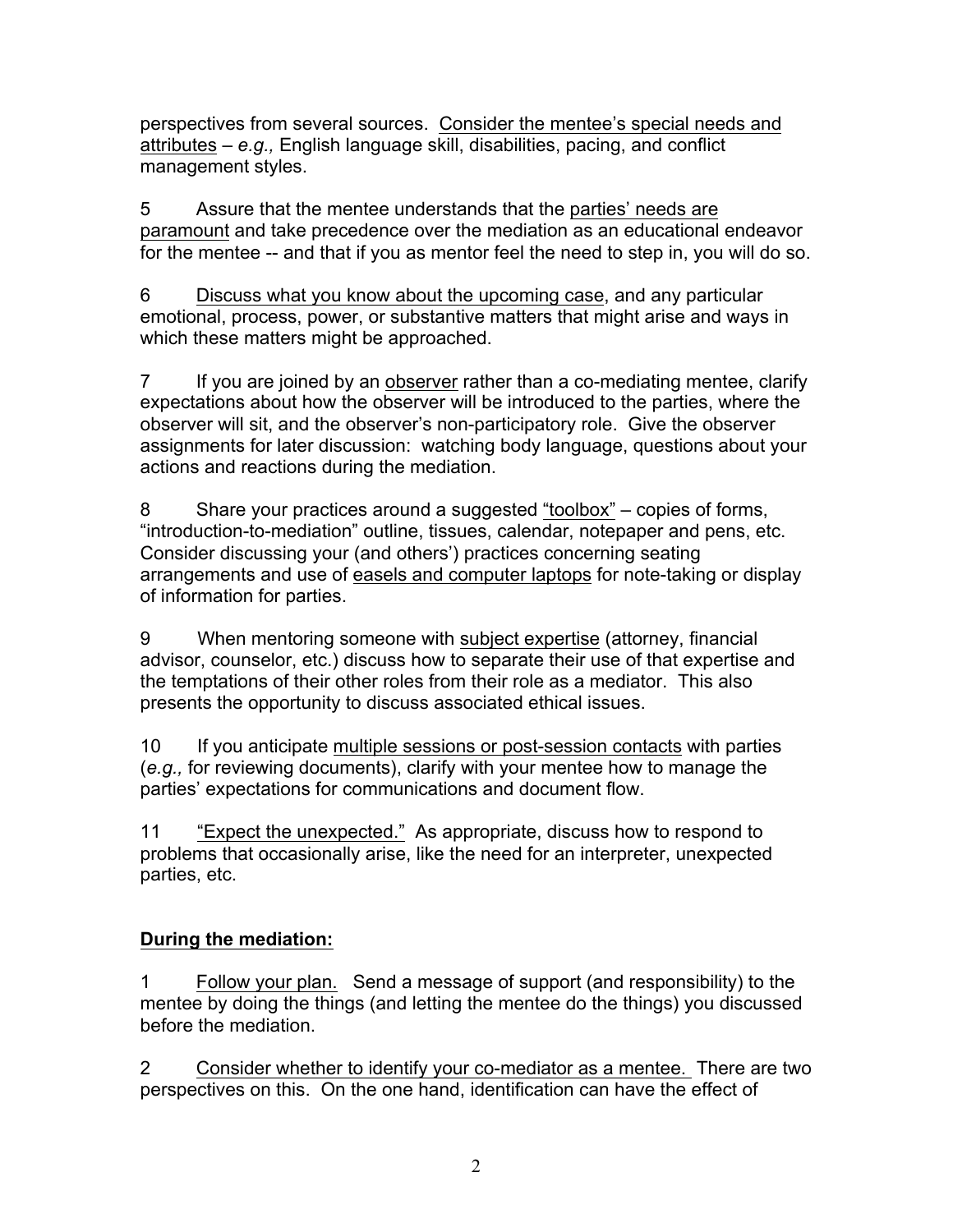perspectives from several sources. Consider the mentee's special needs and attributes – *e.g.,* English language skill, disabilities, pacing, and conflict management styles.

5 Assure that the mentee understands that the parties' needs are paramount and take precedence over the mediation as an educational endeavor for the mentee -- and that if you as mentor feel the need to step in, you will do so.

6 Discuss what you know about the upcoming case, and any particular emotional, process, power, or substantive matters that might arise and ways in which these matters might be approached.

7 If you are joined by an observer rather than a co-mediating mentee, clarify expectations about how the observer will be introduced to the parties, where the observer will sit, and the observer's non-participatory role. Give the observer assignments for later discussion: watching body language, questions about your actions and reactions during the mediation.

8 Share your practices around a suggested "toolbox" – copies of forms, "introduction-to-mediation" outline, tissues, calendar, notepaper and pens, etc. Consider discussing your (and others') practices concerning seating arrangements and use of easels and computer laptops for note-taking or display of information for parties.

9 When mentoring someone with subject expertise (attorney, financial advisor, counselor, etc.) discuss how to separate their use of that expertise and the temptations of their other roles from their role as a mediator. This also presents the opportunity to discuss associated ethical issues.

10 If you anticipate multiple sessions or post-session contacts with parties (*e.g.,* for reviewing documents), clarify with your mentee how to manage the parties' expectations for communications and document flow.

11 "Expect the unexpected." As appropriate, discuss how to respond to problems that occasionally arise, like the need for an interpreter, unexpected parties, etc.

**During the mediation:**

1 Follow your plan. Send a message of support (and responsibility) to the mentee by doing the things (and letting the mentee do the things) you discussed before the mediation.

2 Consider whether to identify your co-mediator as a mentee. There are two perspectives on this. On the one hand, identification can have the effect of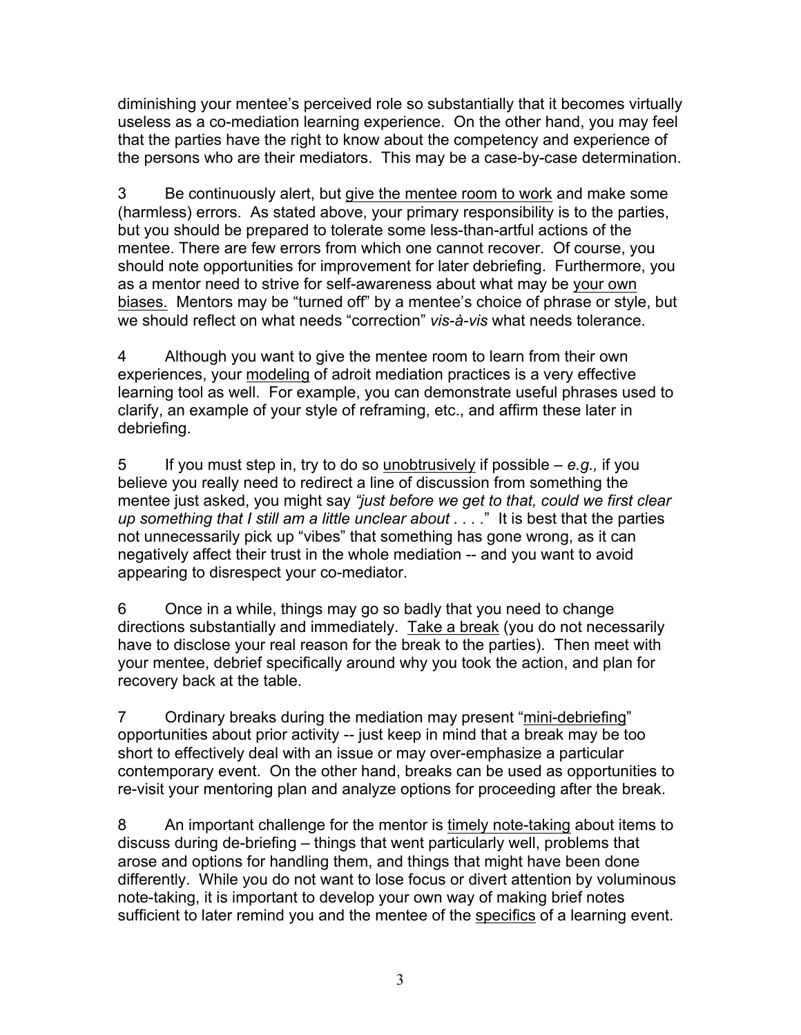diminishing your mentee's perceived role so substantially that it becomes virtually useless as a co-mediation learning experience. On the other hand, you may feel that the parties have the right to know about the competency and experience of the persons who are their mediators. This may be a case-by-case determination.

3 Be continuously alert, but <u>give the mentee room to work</u> and make some (harmless) errors. As stated above, your primary responsibility is to the parties, but you should be prepared to tolerate some less-than-artful actions of the mentee. There are few errors from which one cannot recover. Of course, you should note opportunities for improvement for later debriefing. Furthermore, you as a mentor need to strive for self-awareness about what may be <u>your own biases.</u> Mentors may be "turned off" by a mentee's choice of phrase or style, but we should reflect on what needs "correction" *vis-à-vis* what needs tolerance.

4 Although you want to give the mentee room to learn from their own experiences, your <u>modeling</u> of adroit mediation practices is a very effective learning tool as well. For example, you can demonstrate useful phrases used to clarify, an example of your style of reframing, etc., and affirm these later in debriefing.

5 If you must step in, try to do so <u>unobtrusively</u> if possible – *e.g.,* if you believe you really need to redirect a line of discussion from something the mentee just asked, you might say *"just before we get to that, could we first clear up something that I still am a little unclear about . . . ."* It is best that the parties not unnecessarily pick up "vibes" that something has gone wrong, as it can negatively affect their trust in the whole mediation -- and you want to avoid appearing to disrespect your co-mediator.

6 Once in a while, things may go so badly that you need to change directions substantially and immediately. <u>Take a break</u> (you do not necessarily have to disclose your real reason for the break to the parties). Then meet with your mentee, debrief specifically around why you took the action, and plan for recovery back at the table.

7 Ordinary breaks during the mediation may present "<u>mini-debriefing</u>" opportunities about prior activity -- just keep in mind that a break may be too short to effectively deal with an issue or may over-emphasize a particular contemporary event. On the other hand, breaks can be used as opportunities to re-visit your mentoring plan and analyze options for proceeding after the break.

8 An important challenge for the mentor is <u>timely note-taking</u> about items to discuss during de-briefing – things that went particularly well, problems that arose and options for handling them, and things that might have been done differently. While you do not want to lose focus or divert attention by voluminous note-taking, it is important to develop your own way of making brief notes sufficient to later remind you and the mentee of the <u>specifics</u> of a learning event.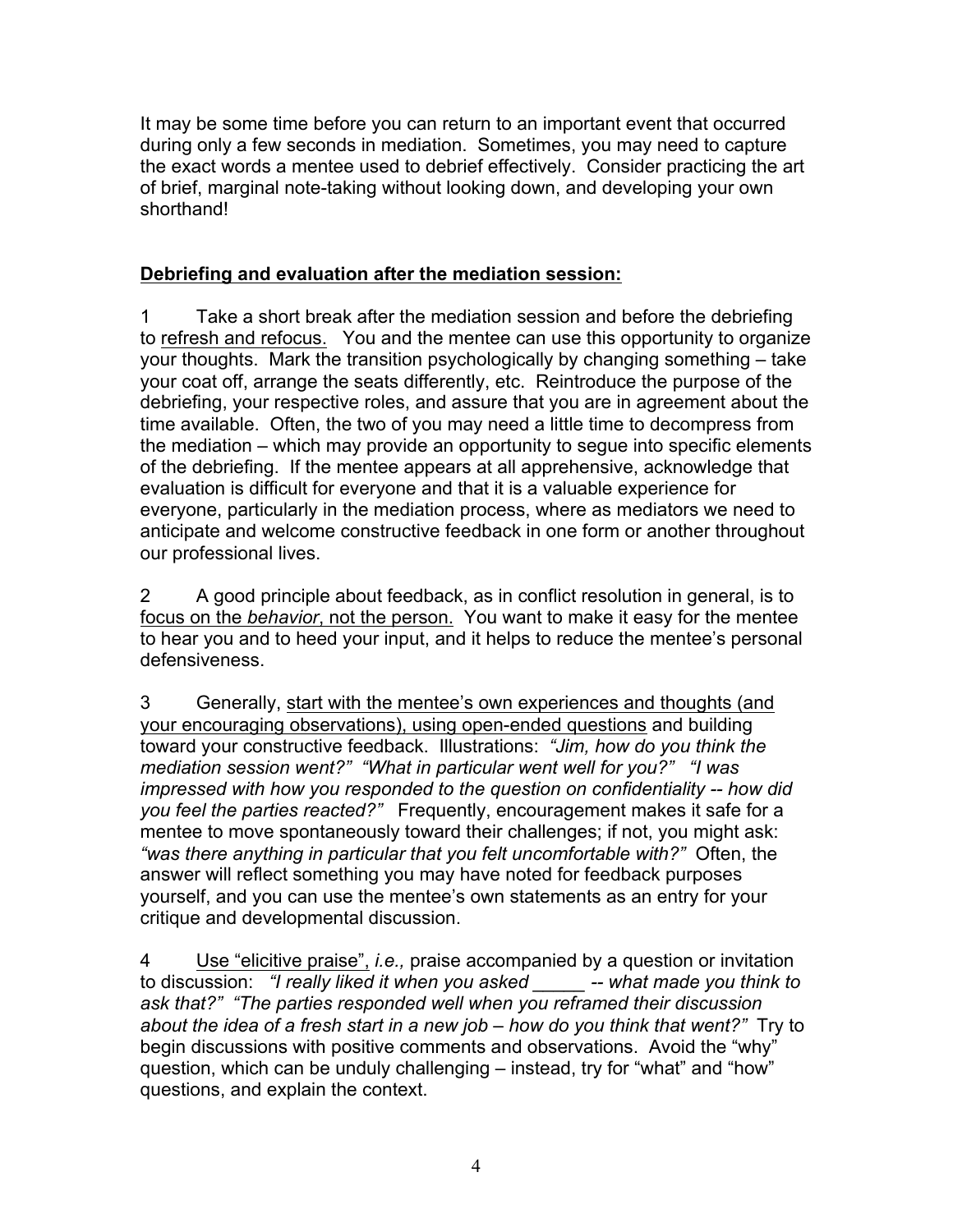It may be some time before you can return to an important event that occurred during only a few seconds in mediation. Sometimes, you may need to capture the exact words a mentee used to debrief effectively. Consider practicing the art of brief, marginal note-taking without looking down, and developing your own shorthand!

## <u>Debriefing and evaluation after the mediation session:</u>

1 Take a short break after the mediation session and before the debriefing to <u>refresh and refocus.</u> You and the mentee can use this opportunity to organize your thoughts. Mark the transition psychologically by changing something – take your coat off, arrange the seats differently, etc. Reintroduce the purpose of the debriefing, your respective roles, and assure that you are in agreement about the time available. Often, the two of you may need a little time to decompress from the mediation – which may provide an opportunity to segue into specific elements of the debriefing. If the mentee appears at all apprehensive, acknowledge that evaluation is difficult for everyone and that it is a valuable experience for everyone, particularly in the mediation process, where as mediators we need to anticipate and welcome constructive feedback in one form or another throughout our professional lives.

2 A good principle about feedback, as in conflict resolution in general, is to <u>focus on the *behavior*, not the person.</u> You want to make it easy for the mentee to hear you and to heed your input, and it helps to reduce the mentee's personal defensiveness.

3 Generally, <u>start with the mentee's own experiences and thoughts (and your encouraging observations), using open-ended questions</u> and building toward your constructive feedback. Illustrations: *"Jim, how do you think the mediation session went?" "What in particular went well for you?" "I was impressed with how you responded to the question on confidentiality -- how did you feel the parties reacted?"* Frequently, encouragement makes it safe for a mentee to move spontaneously toward their challenges; if not, you might ask: *"was there anything in particular that you felt uncomfortable with?"* Often, the answer will reflect something you may have noted for feedback purposes yourself, and you can use the mentee's own statements as an entry for your critique and developmental discussion.

4 <u>Use "elicitive praise",</u> *i.e.,* praise accompanied by a question or invitation to discussion: *"I really liked it when you asked _____ -- what made you think to ask that?" "The parties responded well when you reframed their discussion about the idea of a fresh start in a new job – how do you think that went?"* Try to begin discussions with positive comments and observations. Avoid the "why" question, which can be unduly challenging – instead, try for "what" and "how" questions, and explain the context.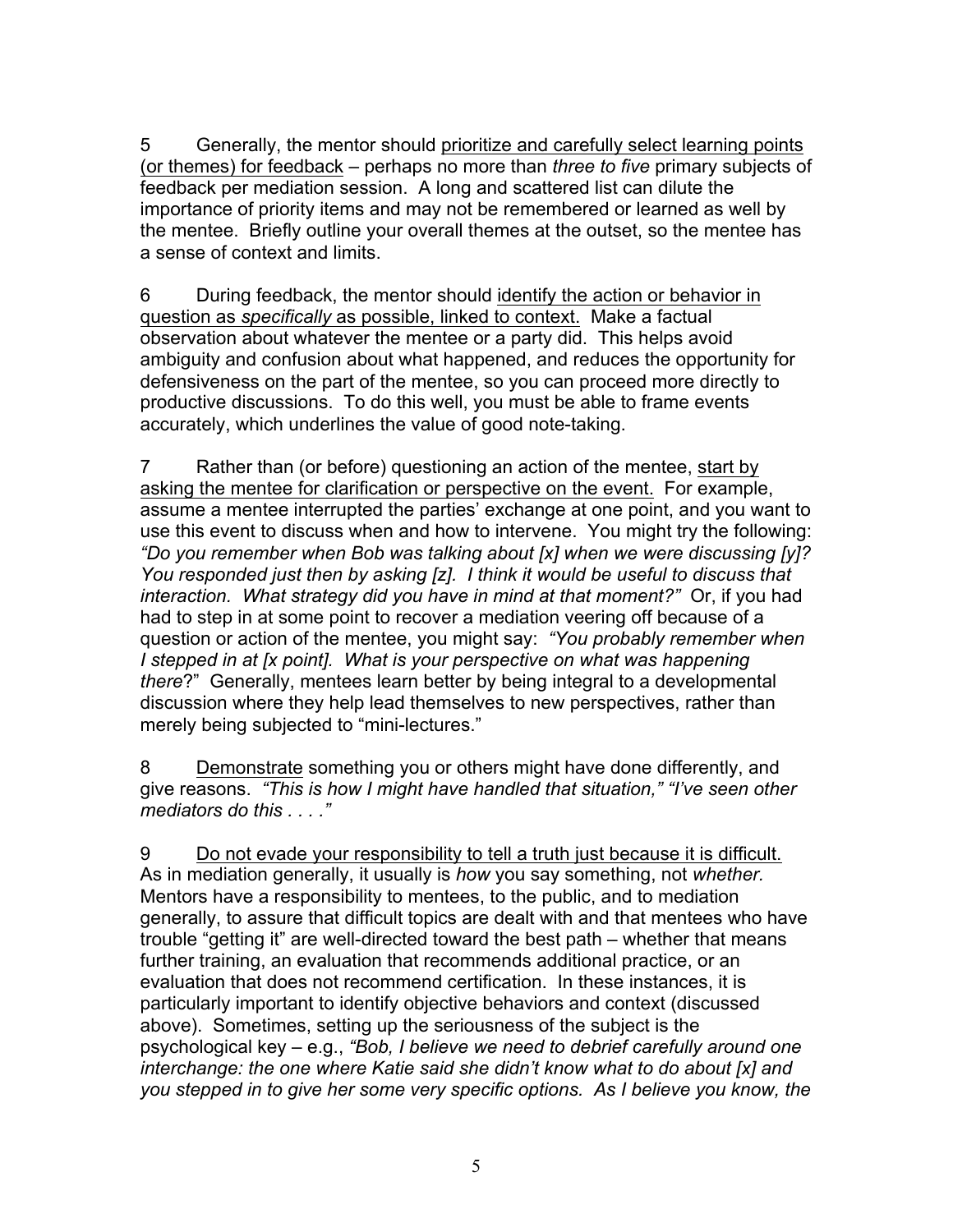5 Generally, the mentor should <u>prioritize and carefully select learning points (or themes) for feedback</u> – perhaps no more than *three to five* primary subjects of feedback per mediation session. A long and scattered list can dilute the importance of priority items and may not be remembered or learned as well by the mentee. Briefly outline your overall themes at the outset, so the mentee has a sense of context and limits.

6 During feedback, the mentor should <u>identify the action or behavior in question as *specifically* as possible, linked to context.</u> Make a factual observation about whatever the mentee or a party did. This helps avoid ambiguity and confusion about what happened, and reduces the opportunity for defensiveness on the part of the mentee, so you can proceed more directly to productive discussions. To do this well, you must be able to frame events accurately, which underlines the value of good note-taking.

7 Rather than (or before) questioning an action of the mentee, <u>start by asking the mentee for clarification or perspective on the event.</u> For example, assume a mentee interrupted the parties' exchange at one point, and you want to use this event to discuss when and how to intervene. You might try the following: *"Do you remember when Bob was talking about [x] when we were discussing [y]? You responded just then by asking [z]. I think it would be useful to discuss that interaction. What strategy did you have in mind at that moment?"* Or, if you had had to step in at some point to recover a mediation veering off because of a question or action of the mentee, you might say: *"You probably remember when I stepped in at [x point]. What is your perspective on what was happening there*?" Generally, mentees learn better by being integral to a developmental discussion where they help lead themselves to new perspectives, rather than merely being subjected to "mini-lectures."

8 <u>Demonstrate</u> something you or others might have done differently, and give reasons. *"This is how I might have handled that situation," "I've seen other mediators do this . . . ."*

9 <u>Do not evade your responsibility to tell a truth just because it is difficult.</u> As in mediation generally, it usually is *how* you say something, not *whether.* Mentors have a responsibility to mentees, to the public, and to mediation generally, to assure that difficult topics are dealt with and that mentees who have trouble "getting it" are well-directed toward the best path – whether that means further training, an evaluation that recommends additional practice, or an evaluation that does not recommend certification. In these instances, it is particularly important to identify objective behaviors and context (discussed above). Sometimes, setting up the seriousness of the subject is the psychological key – e.g., *"Bob, I believe we need to debrief carefully around one interchange: the one where Katie said she didn't know what to do about [x] and you stepped in to give her some very specific options. As I believe you know, the*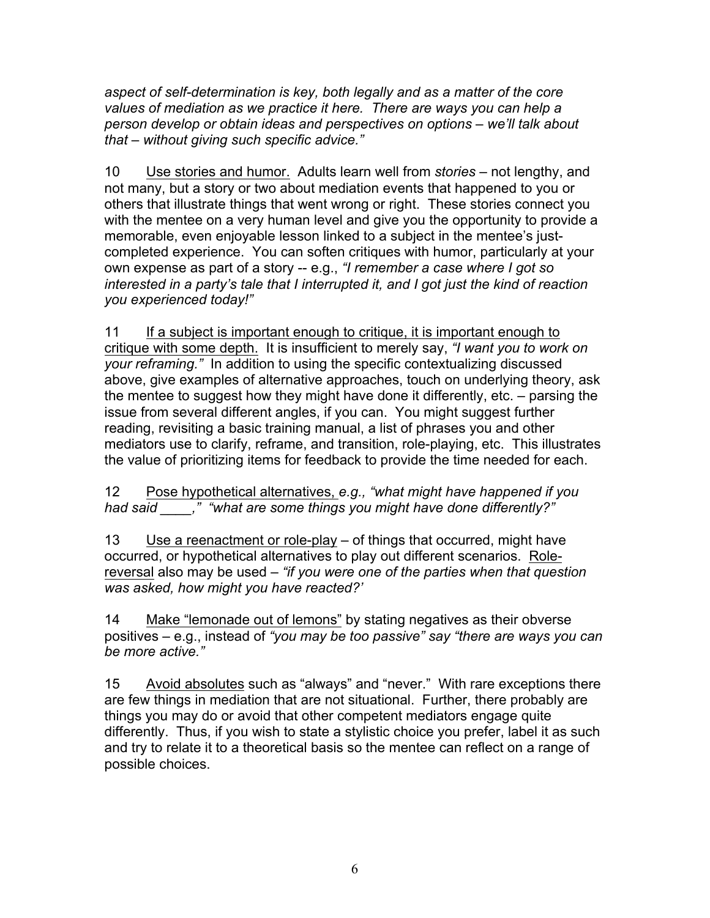*aspect of self-determination is key, both legally and as a matter of the core values of mediation as we practice it here. There are ways you can help a person develop or obtain ideas and perspectives on options – we'll talk about that – without giving such specific advice."*

10 <u>Use stories and humor.</u> Adults learn well from *stories* – not lengthy, and not many, but a story or two about mediation events that happened to you or others that illustrate things that went wrong or right. These stories connect you with the mentee on a very human level and give you the opportunity to provide a memorable, even enjoyable lesson linked to a subject in the mentee's just-completed experience. You can soften critiques with humor, particularly at your own expense as part of a story -- e.g., *"I remember a case where I got so interested in a party's tale that I interrupted it, and I got just the kind of reaction you experienced today!"*

11 <u>If a subject is important enough to critique, it is important enough to critique with some depth.</u> It is insufficient to merely say, *"I want you to work on your reframing."* In addition to using the specific contextualizing discussed above, give examples of alternative approaches, touch on underlying theory, ask the mentee to suggest how they might have done it differently, etc. – parsing the issue from several different angles, if you can. You might suggest further reading, revisiting a basic training manual, a list of phrases you and other mediators use to clarify, reframe, and transition, role-playing, etc. This illustrates the value of prioritizing items for feedback to provide the time needed for each.

12 <u>Pose hypothetical alternatives,</u> *e.g., "what might have happened if you had said ____," "what are some things you might have done differently?"*

13 <u>Use a reenactment or role-play</u> – of things that occurred, might have occurred, or hypothetical alternatives to play out different scenarios. <u>Role-reversal</u> also may be used – *"if you were one of the parties when that question was asked, how might you have reacted?'*

14 <u>Make "lemonade out of lemons"</u> by stating negatives as their obverse positives – e.g., instead of *"you may be too passive" say "there are ways you can be more active."*

15 <u>Avoid absolutes</u> such as "always" and "never." With rare exceptions there are few things in mediation that are not situational. Further, there probably are things you may do or avoid that other competent mediators engage quite differently. Thus, if you wish to state a stylistic choice you prefer, label it as such and try to relate it to a theoretical basis so the mentee can reflect on a range of possible choices.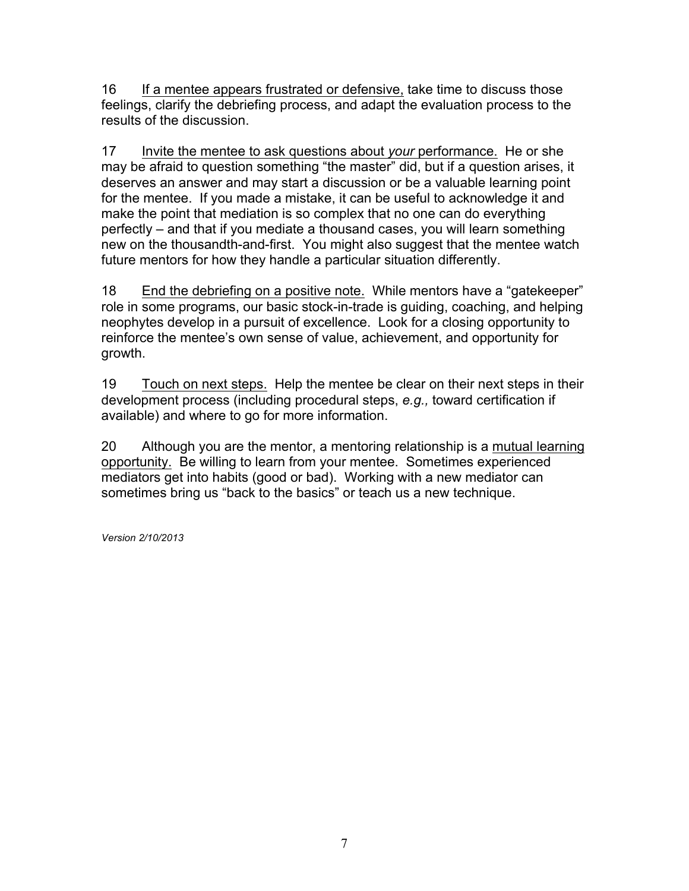16 <u>If a mentee appears frustrated or defensive,</u> take time to discuss those feelings, clarify the debriefing process, and adapt the evaluation process to the results of the discussion.

17 <u>Invite the mentee to ask questions about *your* performance.</u> He or she may be afraid to question something "the master" did, but if a question arises, it deserves an answer and may start a discussion or be a valuable learning point for the mentee. If you made a mistake, it can be useful to acknowledge it and make the point that mediation is so complex that no one can do everything perfectly – and that if you mediate a thousand cases, you will learn something new on the thousandth-and-first. You might also suggest that the mentee watch future mentors for how they handle a particular situation differently.

18 <u>End the debriefing on a positive note.</u> While mentors have a "gatekeeper" role in some programs, our basic stock-in-trade is guiding, coaching, and helping neophytes develop in a pursuit of excellence. Look for a closing opportunity to reinforce the mentee's own sense of value, achievement, and opportunity for growth.

19 <u>Touch on next steps.</u> Help the mentee be clear on their next steps in their development process (including procedural steps, *e.g.,* toward certification if available) and where to go for more information.

20 Although you are the mentor, a mentoring relationship is a <u>mutual learning opportunity.</u> Be willing to learn from your mentee. Sometimes experienced mediators get into habits (good or bad). Working with a new mediator can sometimes bring us "back to the basics" or teach us a new technique.

*Version 2/10/2013*